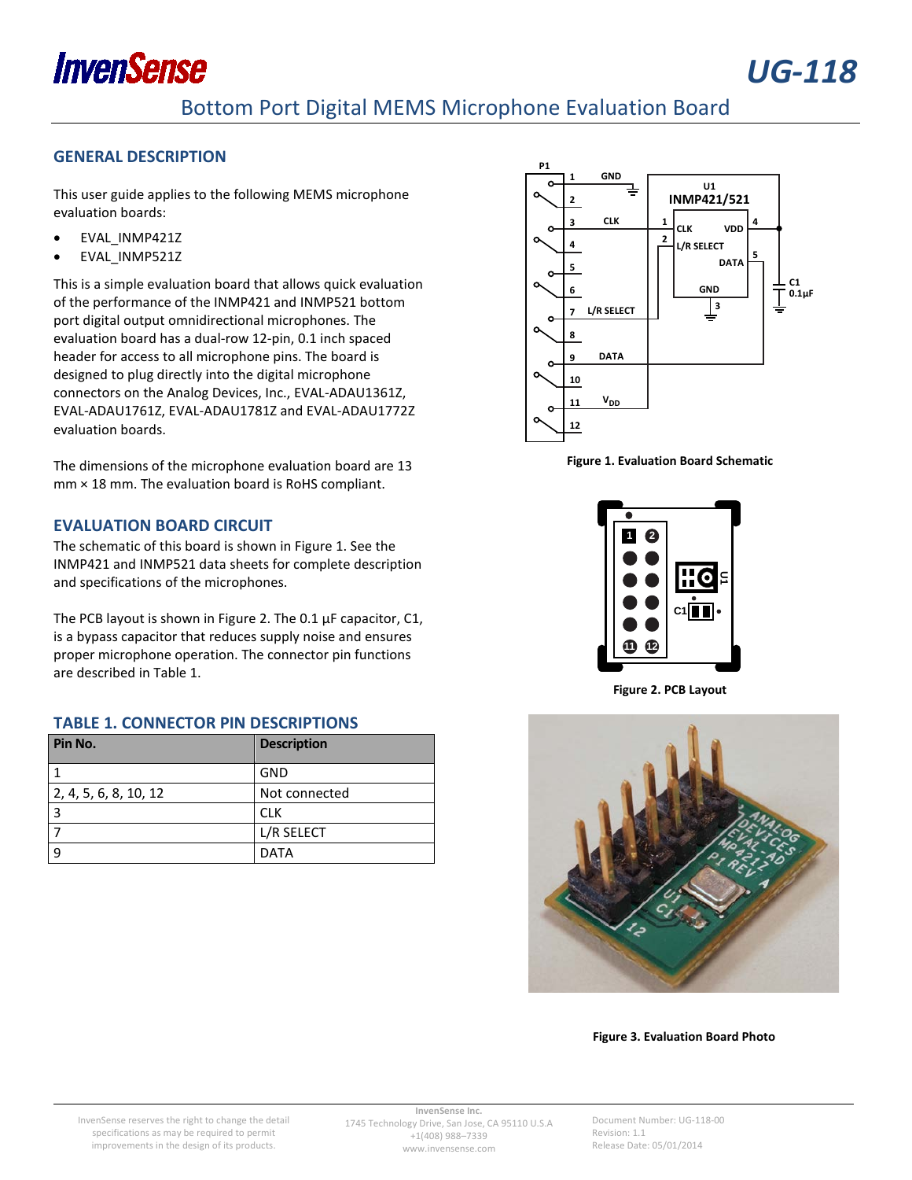# UG-118

## Bottom Port Digital MEMS Microphone Evaluation Board

### GENERAL DESCRIPTION

This user guide applies to the following MEMS microphone evaluation boards:

- EVAL_INMP421Z
- EVAL_INMP521Z

This is a simple evaluation board that allows quick evaluation of the performance of the INMP421 and INMP521 bottom port digital output omnidirectional microphones. The evaluation board has a dual-row 12-pin, 0.1 inch spaced header for access to all microphone pins. The board is designed to plug directly into the digital microphone connectors on the Analog Devices, Inc., EVAL-ADAU1361Z, EVAL-ADAU1761Z, EVAL-ADAU1781Z and EVAL-ADAU1772Z evaluation boards.

The dimensions of the microphone evaluation board are 13 mm × 18 mm. The evaluation board is RoHS compliant.

### EVALUATION BOARD CIRCUIT

The schematic of this board is shown in Figure 1. See the INMP421 and INMP521 data sheets for complete description and specifications of the microphones.

The PCB layout is shown in Figure 2. The 0.1 µF capacitor, C1, is a bypass capacitor that reduces supply noise and ensures proper microphone operation. The connector pin functions are described in Table 1.

### TABLE 1. CONNECTOR PIN DESCRIPTIONS

| Pin No. | Description |
|---|---|
| 1 | GND |
| 2, 4, 5, 6, 8, 10, 12 | Not connected |
| 3 | CLK |
| 7 | L/R SELECT |
| 9 | DATA |

P1
1 GND
2
3 CLK
4
5
6
7 L/R SELECT
8
9 DATA
10
11 $V_{DD}$
12
U1
INMP421/521
1 CLK
2 L/R SELECT
4 VDD
5 DATA
GND 3
C1
0.1µF

**Figure 1. Evaluation Board Schematic**

**Figure 2. PCB Layout**

**Figure 3. Evaluation Board Photo**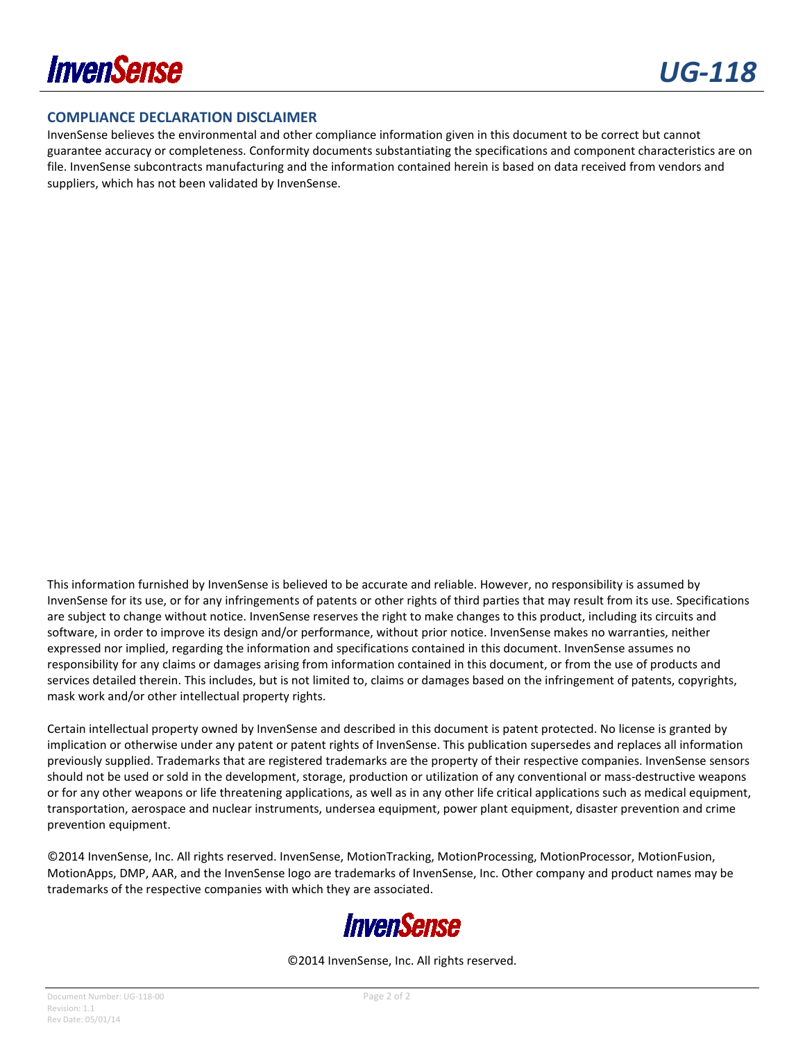## COMPLIANCE DECLARATION DISCLAIMER

InvenSense believes the environmental and other compliance information given in this document to be correct but cannot guarantee accuracy or completeness. Conformity documents substantiating the specifications and component characteristics are on file. InvenSense subcontracts manufacturing and the information contained herein is based on data received from vendors and suppliers, which has not been validated by InvenSense.

This information furnished by InvenSense is believed to be accurate and reliable. However, no responsibility is assumed by InvenSense for its use, or for any infringements of patents or other rights of third parties that may result from its use. Specifications are subject to change without notice. InvenSense reserves the right to make changes to this product, including its circuits and software, in order to improve its design and/or performance, without prior notice. InvenSense makes no warranties, neither expressed nor implied, regarding the information and specifications contained in this document. InvenSense assumes no responsibility for any claims or damages arising from information contained in this document, or from the use of products and services detailed therein. This includes, but is not limited to, claims or damages based on the infringement of patents, copyrights, mask work and/or other intellectual property rights.

Certain intellectual property owned by InvenSense and described in this document is patent protected. No license is granted by implication or otherwise under any patent or patent rights of InvenSense. This publication supersedes and replaces all information previously supplied. Trademarks that are registered trademarks are the property of their respective companies. InvenSense sensors should not be used or sold in the development, storage, production or utilization of any conventional or mass-destructive weapons or for any other weapons or life threatening applications, as well as in any other life critical applications such as medical equipment, transportation, aerospace and nuclear instruments, undersea equipment, power plant equipment, disaster prevention and crime prevention equipment.

©2014 InvenSense, Inc. All rights reserved. InvenSense, MotionTracking, MotionProcessing, MotionProcessor, MotionFusion, MotionApps, DMP, AAR, and the InvenSense logo are trademarks of InvenSense, Inc. Other company and product names may be trademarks of the respective companies with which they are associated.

InvenSense

©2014 InvenSense, Inc. All rights reserved.